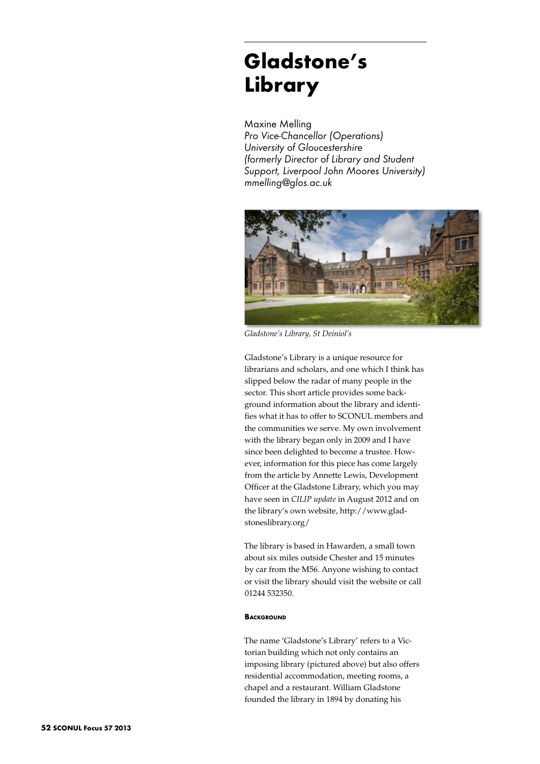# Gladstone's Library

Maxine Melling
*Pro Vice-Chancellor (Operations)*
*University of Gloucestershire*
*(formerly Director of Library and Student Support, Liverpool John Moores University)*
*mmelling@glos.ac.uk*

*Gladstone's Library, St Deiniol's*

Gladstone's Library is a unique resource for librarians and scholars, and one which I think has slipped below the radar of many people in the sector. This short article provides some background information about the library and identifies what it has to offer to SCONUL members and the communities we serve. My own involvement with the library began only in 2009 and I have since been delighted to become a trustee. However, information for this piece has come largely from the article by Annette Lewis, Development Officer at the Gladstone Library, which you may have seen in *CILIP update* in August 2012 and on the library's own website, http://www.gladstoneslibrary.org/

The library is based in Hawarden, a small town about six miles outside Chester and 15 minutes by car from the M56. Anyone wishing to contact or visit the library should visit the website or call 01244 532350.

#### Background

The name 'Gladstone's Library' refers to a Victorian building which not only contains an imposing library (pictured above) but also offers residential accommodation, meeting rooms, a chapel and a restaurant. William Gladstone founded the library in 1894 by donating his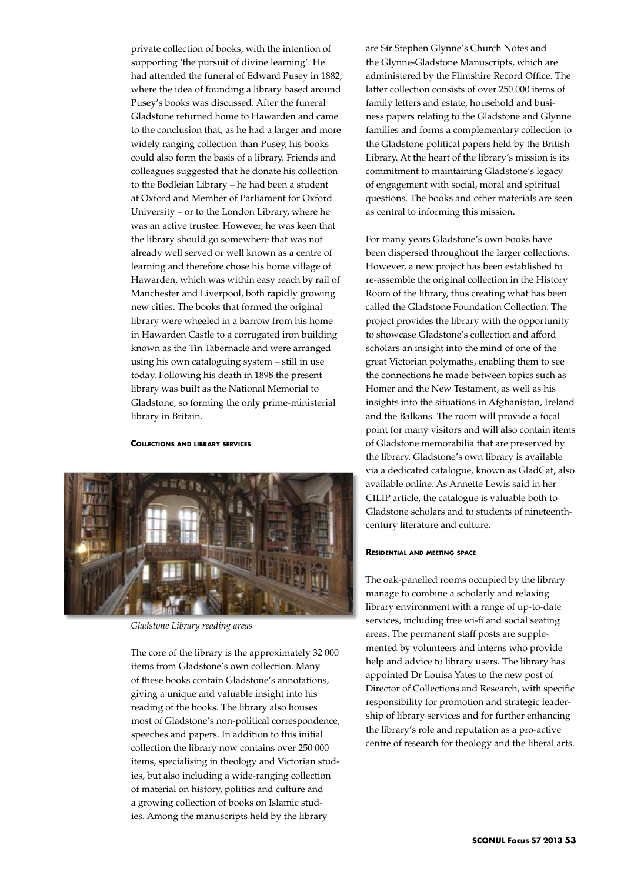private collection of books, with the intention of supporting 'the pursuit of divine learning'. He had attended the funeral of Edward Pusey in 1882, where the idea of founding a library based around Pusey's books was discussed. After the funeral Gladstone returned home to Hawarden and came to the conclusion that, as he had a larger and more widely ranging collection than Pusey, his books could also form the basis of a library. Friends and colleagues suggested that he donate his collection to the Bodleian Library – he had been a student at Oxford and Member of Parliament for Oxford University – or to the London Library, where he was an active trustee. However, he was keen that the library should go somewhere that was not already well served or well known as a centre of learning and therefore chose his home village of Hawarden, which was within easy reach by rail of Manchester and Liverpool, both rapidly growing new cities. The books that formed the original library were wheeled in a barrow from his home in Hawarden Castle to a corrugated iron building known as the Tin Tabernacle and were arranged using his own cataloguing system – still in use today. Following his death in 1898 the present library was built as the National Memorial to Gladstone, so forming the only prime-ministerial library in Britain.

#### Collections and library services

*Gladstone Library reading areas*

The core of the library is the approximately 32 000 items from Gladstone's own collection. Many of these books contain Gladstone's annotations, giving a unique and valuable insight into his reading of the books. The library also houses most of Gladstone's non-political correspondence, speeches and papers. In addition to this initial collection the library now contains over 250 000 items, specialising in theology and Victorian studies, but also including a wide-ranging collection of material on history, politics and culture and a growing collection of books on Islamic studies. Among the manuscripts held by the library are Sir Stephen Glynne's Church Notes and the Glynne-Gladstone Manuscripts, which are administered by the Flintshire Record Office. The latter collection consists of over 250 000 items of family letters and estate, household and business papers relating to the Gladstone and Glynne families and forms a complementary collection to the Gladstone political papers held by the British Library. At the heart of the library's mission is its commitment to maintaining Gladstone's legacy of engagement with social, moral and spiritual questions. The books and other materials are seen as central to informing this mission.

For many years Gladstone's own books have been dispersed throughout the larger collections. However, a new project has been established to re-assemble the original collection in the History Room of the library, thus creating what has been called the Gladstone Foundation Collection. The project provides the library with the opportunity to showcase Gladstone's collection and afford scholars an insight into the mind of one of the great Victorian polymaths, enabling them to see the connections he made between topics such as Homer and the New Testament, as well as his insights into the situations in Afghanistan, Ireland and the Balkans. The room will provide a focal point for many visitors and will also contain items of Gladstone memorabilia that are preserved by the library. Gladstone's own library is available via a dedicated catalogue, known as GladCat, also available online. As Annette Lewis said in her CILIP article, the catalogue is valuable both to Gladstone scholars and to students of nineteenth-century literature and culture.

#### Residential and meeting space

The oak-panelled rooms occupied by the library manage to combine a scholarly and relaxing library environment with a range of up-to-date services, including free wi-fi and social seating areas. The permanent staff posts are supplemented by volunteers and interns who provide help and advice to library users. The library has appointed Dr Louisa Yates to the new post of Director of Collections and Research, with specific responsibility for promotion and strategic leadership of library services and for further enhancing the library's role and reputation as a pro-active centre of research for theology and the liberal arts.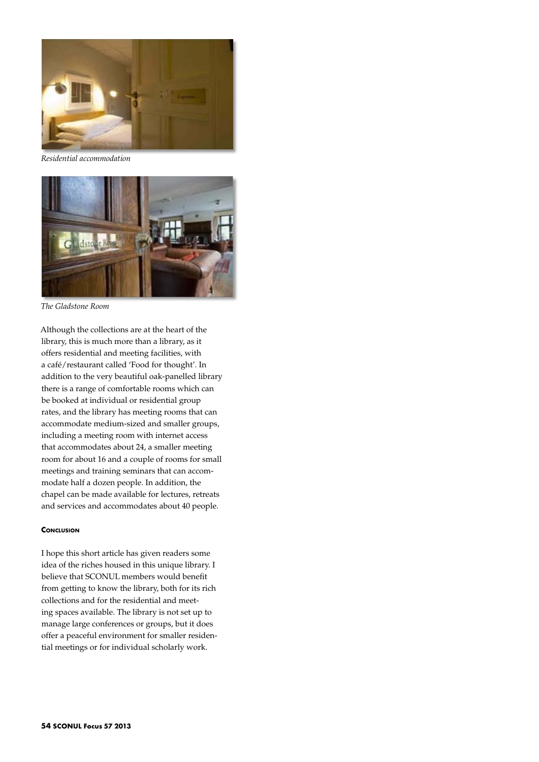*Residential accommodation*

*The Gladstone Room*

Although the collections are at the heart of the library, this is much more than a library, as it offers residential and meeting facilities, with a café/restaurant called 'Food for thought'. In addition to the very beautiful oak-panelled library there is a range of comfortable rooms which can be booked at individual or residential group rates, and the library has meeting rooms that can accommodate medium-sized and smaller groups, including a meeting room with internet access that accommodates about 24, a smaller meeting room for about 16 and a couple of rooms for small meetings and training seminars that can accommodate half a dozen people. In addition, the chapel can be made available for lectures, retreats and services and accommodates about 40 people.

#### Conclusion

I hope this short article has given readers some idea of the riches housed in this unique library. I believe that SCONUL members would benefit from getting to know the library, both for its rich collections and for the residential and meeting spaces available. The library is not set up to manage large conferences or groups, but it does offer a peaceful environment for smaller residential meetings or for individual scholarly work.